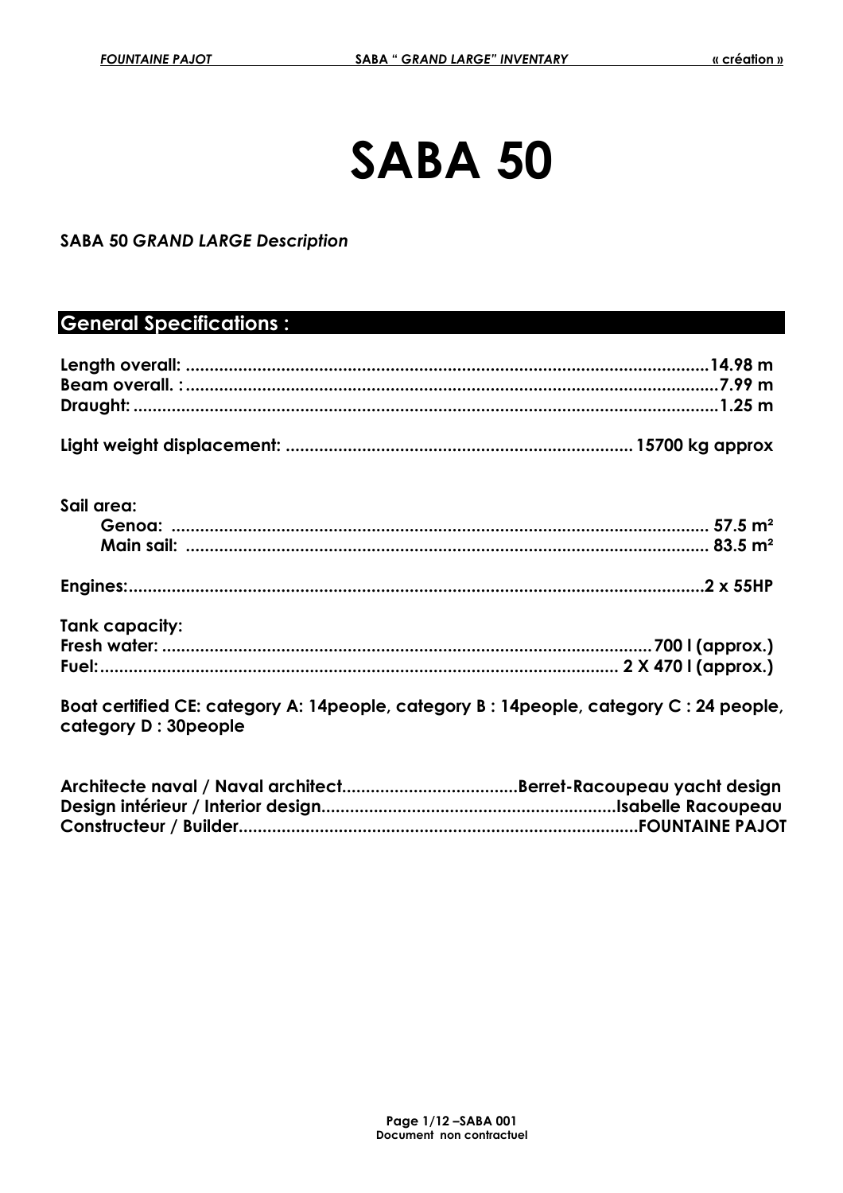# SABA 50

**SABA 50 *GRAND LARGE Description***

## General Specifications :

**Length overall: ............................................................................................................14.98 m**
**Beam overall. : ..............................................................................................................7.99 m**
**Draught: ..........................................................................................................................1.25 m**

**Light weight displacement: ........................................................................ 15700 kg approx**

**Sail area:**
- **Genoa: ................................................................................................................ 57.5 m²**
- **Main sail: ............................................................................................................ 83.5 m²**

**Engines:...........................................................................................................................2 x 55HP**

**Tank capacity:**
**Fresh water: ......................................................................................................700 l (approx.)**
**Fuel:.............................................................................................................. 2 X 470 l (approx.)**

**Boat certified CE: category A: 14people, category B : 14people, category C : 24 people, category D : 30people**

**Architecte naval / Naval architect.....................................Berret-Racoupeau yacht design**
**Design intérieur / Interior design..............................................................Isabelle Racoupeau**
**Constructeur / Builder...................................................................................FOUNTAINE PAJOT**

Document non contractuel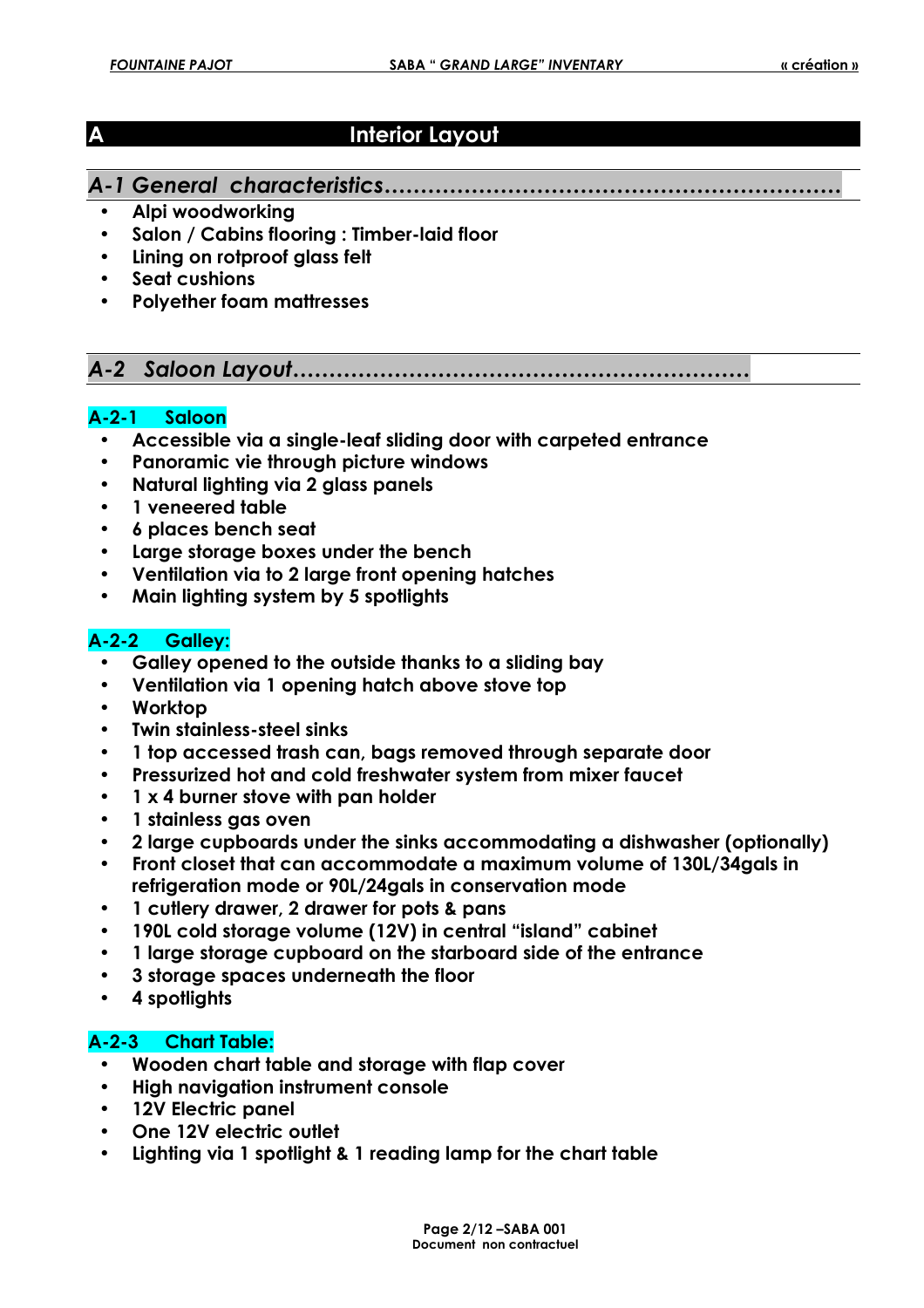# A Interior Layout

## *A-1 General characteristics……………………………………………………*

- **Alpi woodworking**
- **Salon / Cabins flooring : Timber-laid floor**
- **Lining on rotproof glass felt**
- **Seat cushions**
- **Polyether foam mattresses**

## *A-2 Saloon Layout……………………………………………………*

### A-2-1 Saloon

- **Accessible via a single-leaf sliding door with carpeted entrance**
- **Panoramic vie through picture windows**
- **Natural lighting via 2 glass panels**
- **1 veneered table**
- **6 places bench seat**
- **Large storage boxes under the bench**
- **Ventilation via to 2 large front opening hatches**
- **Main lighting system by 5 spotlights**

### A-2-2 Galley:

- **Galley opened to the outside thanks to a sliding bay**
- **Ventilation via 1 opening hatch above stove top**
- **Worktop**
- **Twin stainless-steel sinks**
- **1 top accessed trash can, bags removed through separate door**
- **Pressurized hot and cold freshwater system from mixer faucet**
- **1 x 4 burner stove with pan holder**
- **1 stainless gas oven**
- **2 large cupboards under the sinks accommodating a dishwasher (optionally)**
- **Front closet that can accommodate a maximum volume of 130L/34gals in refrigeration mode or 90L/24gals in conservation mode**
- **1 cutlery drawer, 2 drawer for pots & pans**
- **190L cold storage volume (12V) in central "island" cabinet**
- **1 large storage cupboard on the starboard side of the entrance**
- **3 storage spaces underneath the floor**
- **4 spotlights**

### A-2-3 Chart Table:

- **Wooden chart table and storage with flap cover**
- **High navigation instrument console**
- **12V Electric panel**
- **One 12V electric outlet**
- **Lighting via 1 spotlight & 1 reading lamp for the chart table**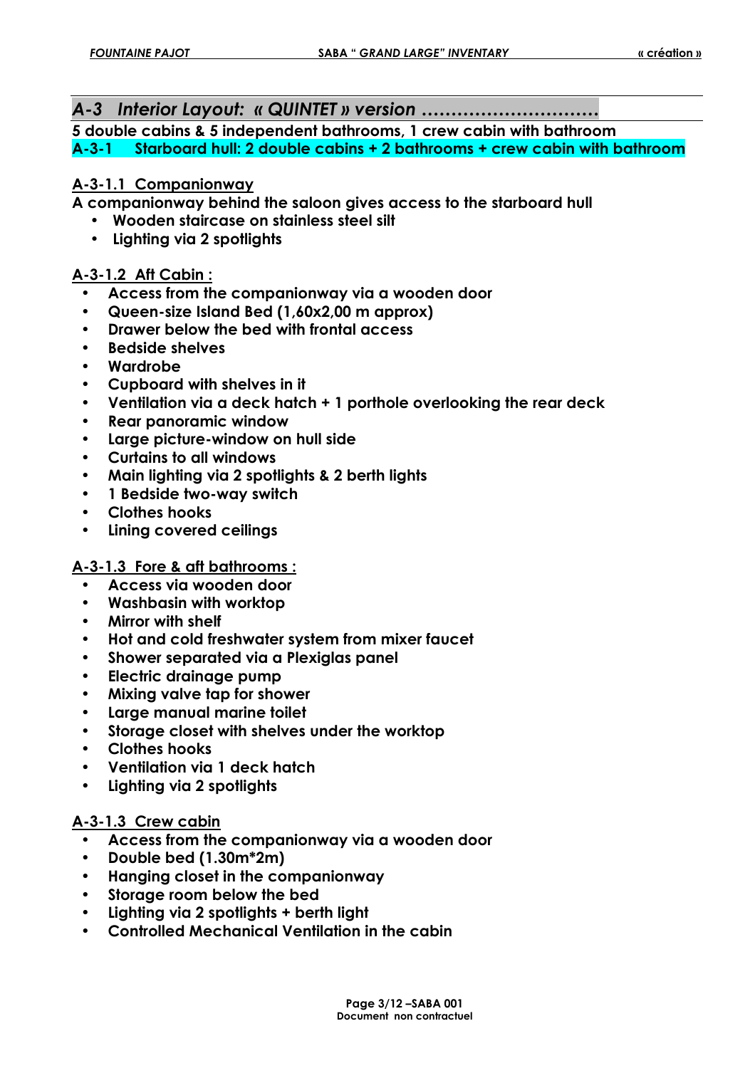## *A-3 Interior Layout: « QUINTET » version ……………………….*

**5 double cabins & 5 independent bathrooms, 1 crew cabin with bathroom**

### A-3-1 Starboard hull: 2 double cabins + 2 bathrooms + crew cabin with bathroom

#### A-3-1.1 Companionway

**A companionway behind the saloon gives access to the starboard hull**

- **Wooden staircase on stainless steel silt**
- **Lighting via 2 spotlights**

#### A-3-1.2 Aft Cabin :

- **Access from the companionway via a wooden door**
- **Queen-size Island Bed (1,60x2,00 m approx)**
- **Drawer below the bed with frontal access**
- **Bedside shelves**
- **Wardrobe**
- **Cupboard with shelves in it**
- **Ventilation via a deck hatch + 1 porthole overlooking the rear deck**
- **Rear panoramic window**
- **Large picture-window on hull side**
- **Curtains to all windows**
- **Main lighting via 2 spotlights & 2 berth lights**
- **1 Bedside two-way switch**
- **Clothes hooks**
- **Lining covered ceilings**

#### A-3-1.3 Fore & aft bathrooms :

- **Access via wooden door**
- **Washbasin with worktop**
- **Mirror with shelf**
- **Hot and cold freshwater system from mixer faucet**
- **Shower separated via a Plexiglas panel**
- **Electric drainage pump**
- **Mixing valve tap for shower**
- **Large manual marine toilet**
- **Storage closet with shelves under the worktop**
- **Clothes hooks**
- **Ventilation via 1 deck hatch**
- **Lighting via 2 spotlights**

#### A-3-1.3 Crew cabin

- **Access from the companionway via a wooden door**
- **Double bed (1.30m*2m)**
- **Hanging closet in the companionway**
- **Storage room below the bed**
- **Lighting via 2 spotlights + berth light**
- **Controlled Mechanical Ventilation in the cabin**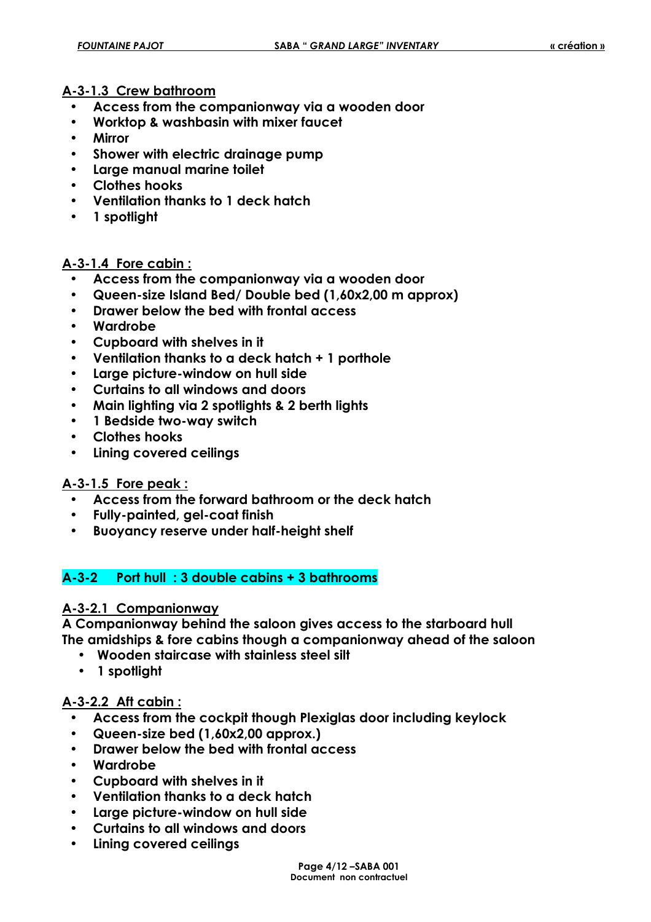### A-3-1.3 Crew bathroom

- **Access from the companionway via a wooden door**
- **Worktop & washbasin with mixer faucet**
- **Mirror**
- **Shower with electric drainage pump**
- **Large manual marine toilet**
- **Clothes hooks**
- **Ventilation thanks to 1 deck hatch**
- **1 spotlight**

### A-3-1.4 Fore cabin :

- **Access from the companionway via a wooden door**
- **Queen-size Island Bed/ Double bed (1,60x2,00 m approx)**
- **Drawer below the bed with frontal access**
- **Wardrobe**
- **Cupboard with shelves in it**
- **Ventilation thanks to a deck hatch + 1 porthole**
- **Large picture-window on hull side**
- **Curtains to all windows and doors**
- **Main lighting via 2 spotlights & 2 berth lights**
- **1 Bedside two-way switch**
- **Clothes hooks**
- **Lining covered ceilings**

### A-3-1.5 Fore peak :

- **Access from the forward bathroom or the deck hatch**
- **Fully-painted, gel-coat finish**
- **Buoyancy reserve under half-height shelf**

## A-3-2 Port hull : 3 double cabins + 3 bathrooms

### A-3-2.1 Companionway

**A Companionway behind the saloon gives access to the starboard hull**
**The amidships & fore cabins though a companionway ahead of the saloon**

- **Wooden staircase with stainless steel silt**
- **1 spotlight**

### A-3-2.2 Aft cabin :

- **Access from the cockpit though Plexiglas door including keylock**
- **Queen-size bed (1,60x2,00 approx.)**
- **Drawer below the bed with frontal access**
- **Wardrobe**
- **Cupboard with shelves in it**
- **Ventilation thanks to a deck hatch**
- **Large picture-window on hull side**
- **Curtains to all windows and doors**
- **Lining covered ceilings**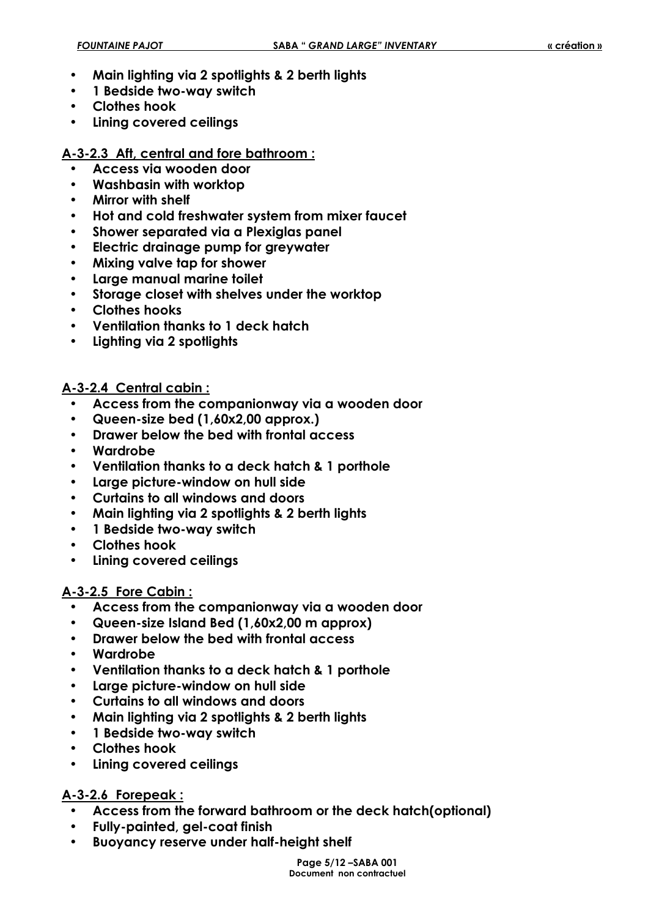- **Main lighting via 2 spotlights & 2 berth lights**
- **1 Bedside two-way switch**
- **Clothes hook**
- **Lining covered ceilings**

### A-3-2.3 Aft, central and fore bathroom :

- **Access via wooden door**
- **Washbasin with worktop**
- **Mirror with shelf**
- **Hot and cold freshwater system from mixer faucet**
- **Shower separated via a Plexiglas panel**
- **Electric drainage pump for greywater**
- **Mixing valve tap for shower**
- **Large manual marine toilet**
- **Storage closet with shelves under the worktop**
- **Clothes hooks**
- **Ventilation thanks to 1 deck hatch**
- **Lighting via 2 spotlights**

### A-3-2.4 Central cabin :

- **Access from the companionway via a wooden door**
- **Queen-size bed (1,60x2,00 approx.)**
- **Drawer below the bed with frontal access**
- **Wardrobe**
- **Ventilation thanks to a deck hatch & 1 porthole**
- **Large picture-window on hull side**
- **Curtains to all windows and doors**
- **Main lighting via 2 spotlights & 2 berth lights**
- **1 Bedside two-way switch**
- **Clothes hook**
- **Lining covered ceilings**

### A-3-2.5 Fore Cabin :

- **Access from the companionway via a wooden door**
- **Queen-size Island Bed (1,60x2,00 m approx)**
- **Drawer below the bed with frontal access**
- **Wardrobe**
- **Ventilation thanks to a deck hatch & 1 porthole**
- **Large picture-window on hull side**
- **Curtains to all windows and doors**
- **Main lighting via 2 spotlights & 2 berth lights**
- **1 Bedside two-way switch**
- **Clothes hook**
- **Lining covered ceilings**

### A-3-2.6 Forepeak :

- **Access from the forward bathroom or the deck hatch(optional)**
- **Fully-painted, gel-coat finish**
- **Buoyancy reserve under half-height shelf**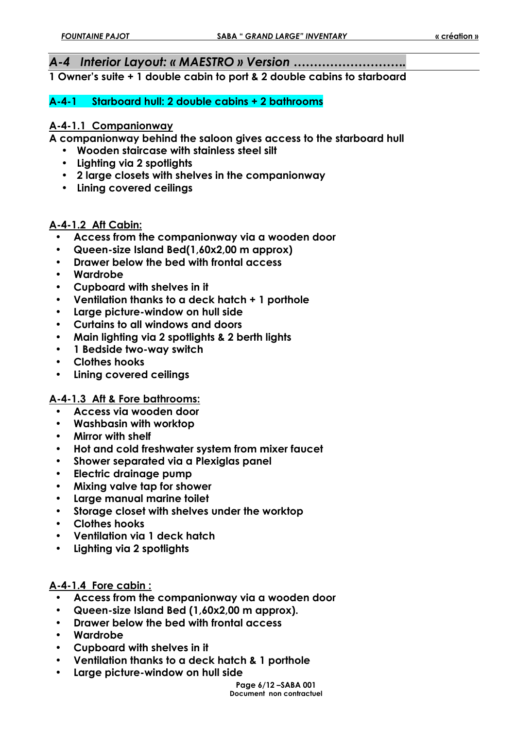## *A-4 Interior Layout: « MAESTRO » Version ………………………..*

**1 Owner's suite + 1 double cabin to port & 2 double cabins to starboard**

### A-4-1 Starboard hull: 2 double cabins + 2 bathrooms

#### A-4-1.1 Companionway

**A companionway behind the saloon gives access to the starboard hull**

- **Wooden staircase with stainless steel silt**
- **Lighting via 2 spotlights**
- **2 large closets with shelves in the companionway**
- **Lining covered ceilings**

#### A-4-1.2 Aft Cabin:

- **Access from the companionway via a wooden door**
- **Queen-size Island Bed(1,60x2,00 m approx)**
- **Drawer below the bed with frontal access**
- **Wardrobe**
- **Cupboard with shelves in it**
- **Ventilation thanks to a deck hatch + 1 porthole**
- **Large picture-window on hull side**
- **Curtains to all windows and doors**
- **Main lighting via 2 spotlights & 2 berth lights**
- **1 Bedside two-way switch**
- **Clothes hooks**
- **Lining covered ceilings**

#### A-4-1.3 Aft & Fore bathrooms:

- **Access via wooden door**
- **Washbasin with worktop**
- **Mirror with shelf**
- **Hot and cold freshwater system from mixer faucet**
- **Shower separated via a Plexiglas panel**
- **Electric drainage pump**
- **Mixing valve tap for shower**
- **Large manual marine toilet**
- **Storage closet with shelves under the worktop**
- **Clothes hooks**
- **Ventilation via 1 deck hatch**
- **Lighting via 2 spotlights**

#### A-4-1.4 Fore cabin :

- **Access from the companionway via a wooden door**
- **Queen-size Island Bed (1,60x2,00 m approx).**
- **Drawer below the bed with frontal access**
- **Wardrobe**
- **Cupboard with shelves in it**
- **Ventilation thanks to a deck hatch & 1 porthole**
- **Large picture-window on hull side**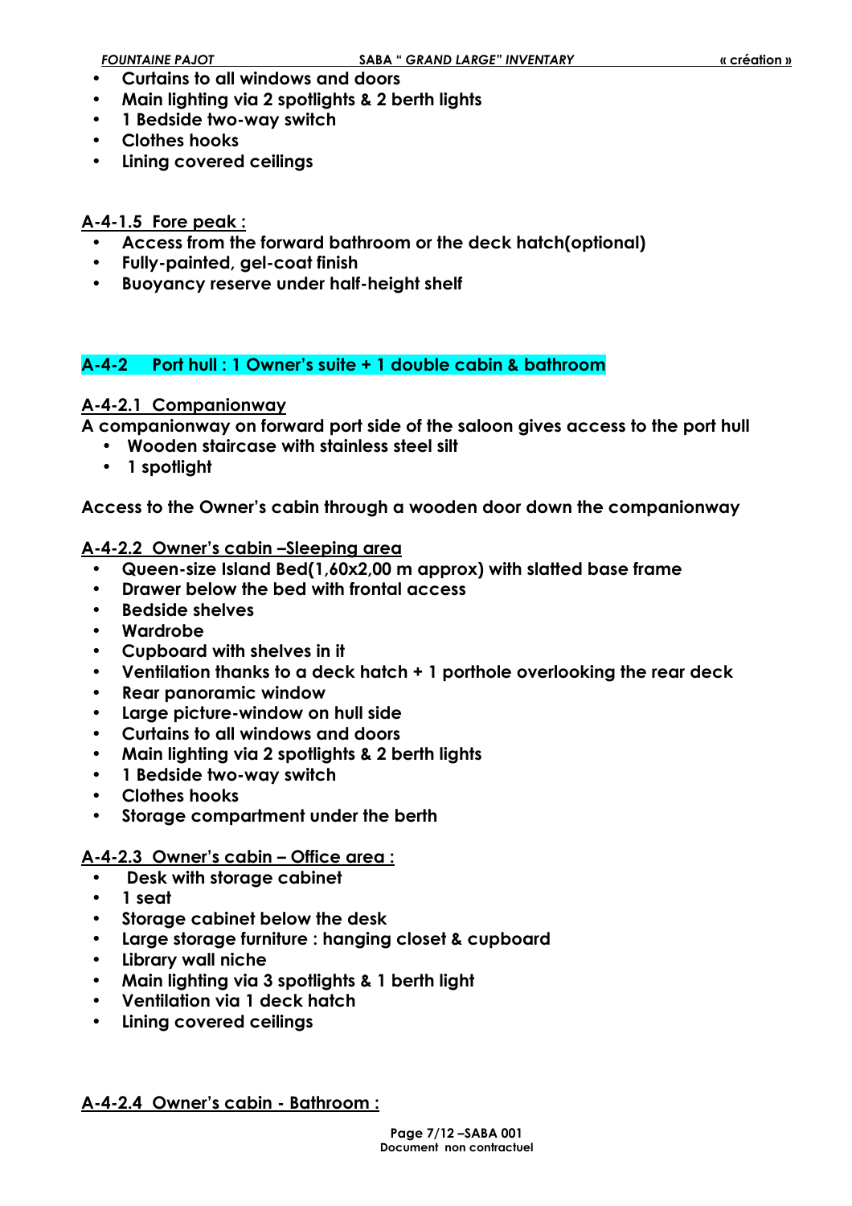- **Curtains to all windows and doors**
- **Main lighting via 2 spotlights & 2 berth lights**
- **1 Bedside two-way switch**
- **Clothes hooks**
- **Lining covered ceilings**

#### A-4-1.5 Fore peak :

- **Access from the forward bathroom or the deck hatch(optional)**
- **Fully-painted, gel-coat finish**
- **Buoyancy reserve under half-height shelf**

### A-4-2 Port hull : 1 Owner's suite + 1 double cabin & bathroom

#### A-4-2.1 Companionway

**A companionway on forward port side of the saloon gives access to the port hull**

- **Wooden staircase with stainless steel silt**
- **1 spotlight**

**Access to the Owner's cabin through a wooden door down the companionway**

#### A-4-2.2 Owner's cabin –Sleeping area

- **Queen-size Island Bed(1,60x2,00 m approx) with slatted base frame**
- **Drawer below the bed with frontal access**
- **Bedside shelves**
- **Wardrobe**
- **Cupboard with shelves in it**
- **Ventilation thanks to a deck hatch + 1 porthole overlooking the rear deck**
- **Rear panoramic window**
- **Large picture-window on hull side**
- **Curtains to all windows and doors**
- **Main lighting via 2 spotlights & 2 berth lights**
- **1 Bedside two-way switch**
- **Clothes hooks**
- **Storage compartment under the berth**

#### A-4-2.3 Owner's cabin – Office area :

- **Desk with storage cabinet**
- **1 seat**
- **Storage cabinet below the desk**
- **Large storage furniture : hanging closet & cupboard**
- **Library wall niche**
- **Main lighting via 3 spotlights & 1 berth light**
- **Ventilation via 1 deck hatch**
- **Lining covered ceilings**

#### A-4-2.4 Owner's cabin - Bathroom :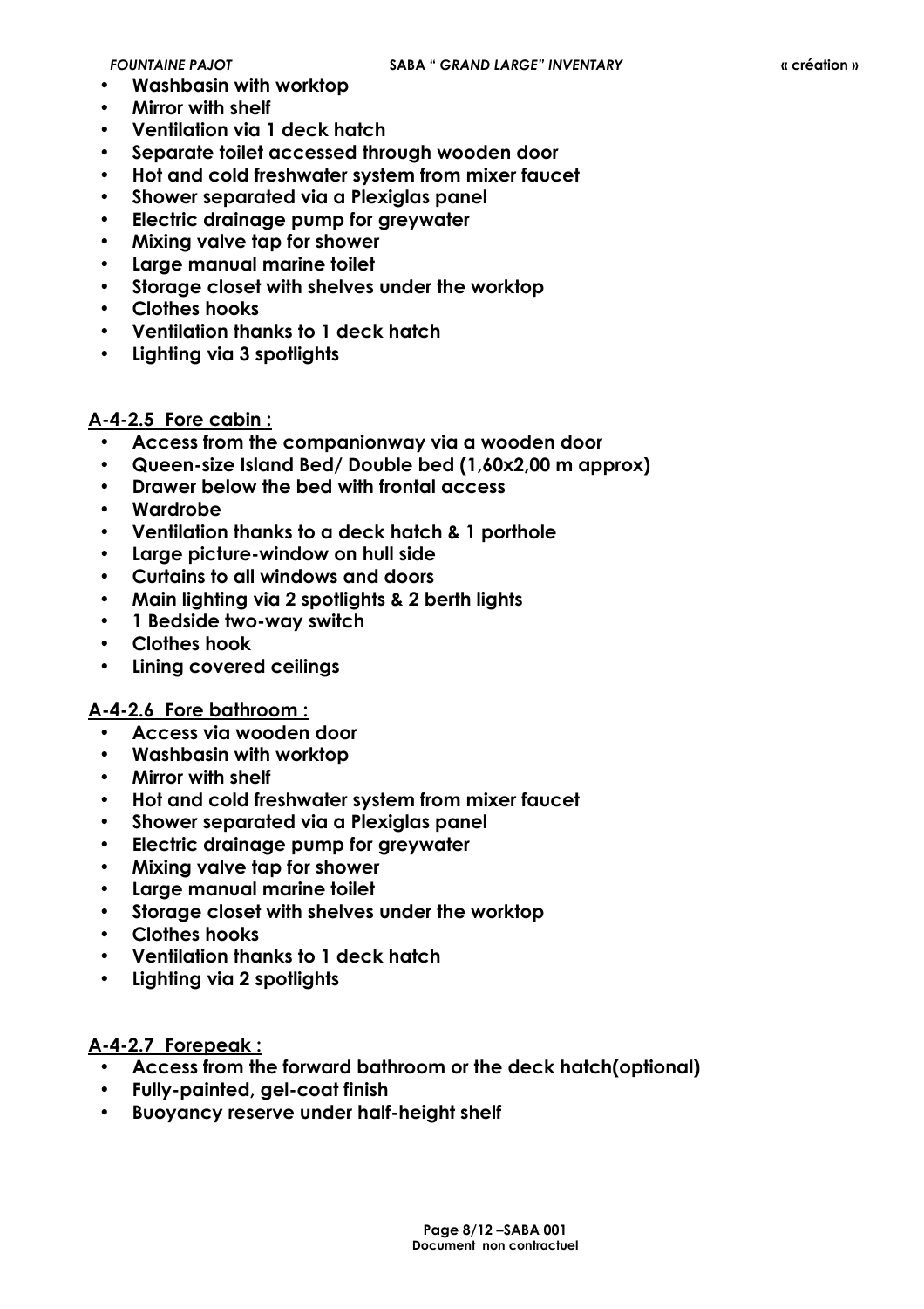- **Washbasin with worktop**
- **Mirror with shelf**
- **Ventilation via 1 deck hatch**
- **Separate toilet accessed through wooden door**
- **Hot and cold freshwater system from mixer faucet**
- **Shower separated via a Plexiglas panel**
- **Electric drainage pump for greywater**
- **Mixing valve tap for shower**
- **Large manual marine toilet**
- **Storage closet with shelves under the worktop**
- **Clothes hooks**
- **Ventilation thanks to 1 deck hatch**
- **Lighting via 3 spotlights**

### A-4-2.5 Fore cabin :

- **Access from the companionway via a wooden door**
- **Queen-size Island Bed/ Double bed (1,60x2,00 m approx)**
- **Drawer below the bed with frontal access**
- **Wardrobe**
- **Ventilation thanks to a deck hatch & 1 porthole**
- **Large picture-window on hull side**
- **Curtains to all windows and doors**
- **Main lighting via 2 spotlights & 2 berth lights**
- **1 Bedside two-way switch**
- **Clothes hook**
- **Lining covered ceilings**

### A-4-2.6 Fore bathroom :

- **Access via wooden door**
- **Washbasin with worktop**
- **Mirror with shelf**
- **Hot and cold freshwater system from mixer faucet**
- **Shower separated via a Plexiglas panel**
- **Electric drainage pump for greywater**
- **Mixing valve tap for shower**
- **Large manual marine toilet**
- **Storage closet with shelves under the worktop**
- **Clothes hooks**
- **Ventilation thanks to 1 deck hatch**
- **Lighting via 2 spotlights**

### A-4-2.7 Forepeak :

- **Access from the forward bathroom or the deck hatch(optional)**
- **Fully-painted, gel-coat finish**
- **Buoyancy reserve under half-height shelf**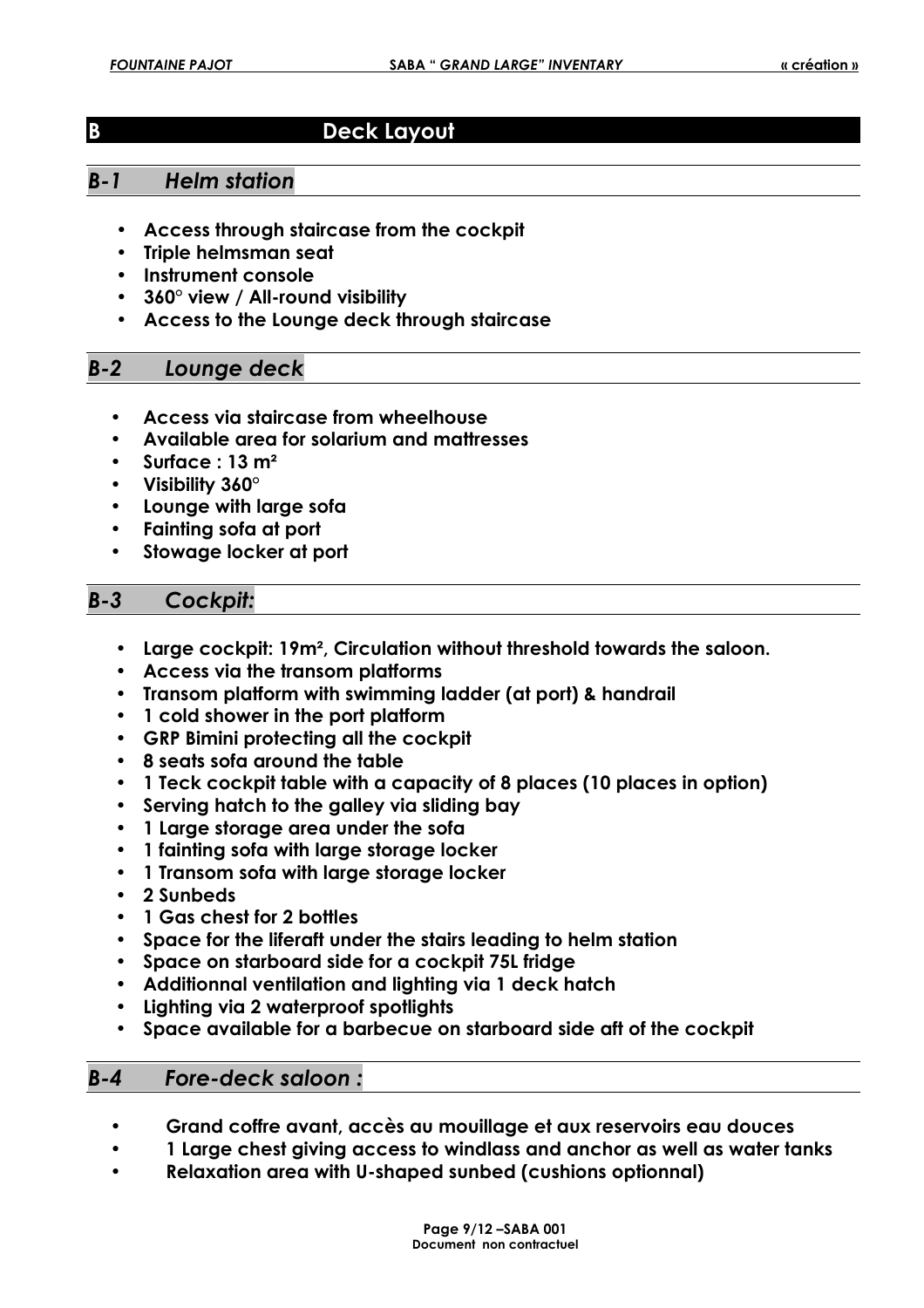# B Deck Layout

## *B-1 Helm station*

- **Access through staircase from the cockpit**
- **Triple helmsman seat**
- **Instrument console**
- **360° view / All-round visibility**
- **Access to the Lounge deck through staircase**

## *B-2 Lounge deck*

- **Access via staircase from wheelhouse**
- **Available area for solarium and mattresses**
- **Surface : 13 m²**
- **Visibility 360°**
- **Lounge with large sofa**
- **Fainting sofa at port**
- **Stowage locker at port**

## *B-3 Cockpit:*

- **Large cockpit: 19m², Circulation without threshold towards the saloon.**
- **Access via the transom platforms**
- **Transom platform with swimming ladder (at port) & handrail**
- **1 cold shower in the port platform**
- **GRP Bimini protecting all the cockpit**
- **8 seats sofa around the table**
- **1 Teck cockpit table with a capacity of 8 places (10 places in option)**
- **Serving hatch to the galley via sliding bay**
- **1 Large storage area under the sofa**
- **1 fainting sofa with large storage locker**
- **1 Transom sofa with large storage locker**
- **2 Sunbeds**
- **1 Gas chest for 2 bottles**
- **Space for the liferaft under the stairs leading to helm station**
- **Space on starboard side for a cockpit 75L fridge**
- **Additionnal ventilation and lighting via 1 deck hatch**
- **Lighting via 2 waterproof spotlights**
- **Space available for a barbecue on starboard side aft of the cockpit**

## *B-4 Fore-deck saloon :*

- **Grand coffre avant, accès au mouillage et aux reservoirs eau douces**
- **1 Large chest giving access to windlass and anchor as well as water tanks**
- **Relaxation area with U-shaped sunbed (cushions optionnal)**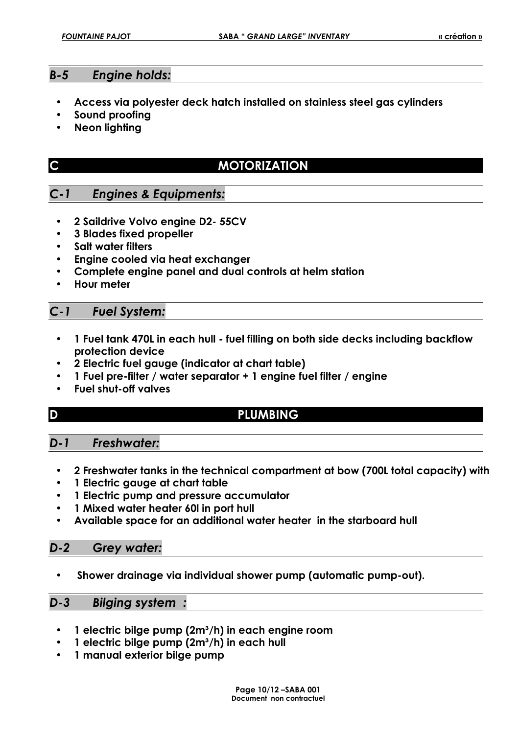## *B-5 Engine holds:*

- **Access via polyester deck hatch installed on stainless steel gas cylinders**
- **Sound proofing**
- **Neon lighting**

# C MOTORIZATION

## *C-1 Engines & Equipments:*

- **2 Saildrive Volvo engine D2- 55CV**
- **3 Blades fixed propeller**
- **Salt water filters**
- **Engine cooled via heat exchanger**
- **Complete engine panel and dual controls at helm station**
- **Hour meter**

## *C-1 Fuel System:*

- **1 Fuel tank 470L in each hull - fuel filling on both side decks including backflow protection device**
- **2 Electric fuel gauge (indicator at chart table)**
- **1 Fuel pre-filter / water separator + 1 engine fuel filter / engine**
- **Fuel shut-off valves**

# D PLUMBING

## *D-1 Freshwater:*

- **2 Freshwater tanks in the technical compartment at bow (700L total capacity) with**
- **1 Electric gauge at chart table**
- **1 Electric pump and pressure accumulator**
- **1 Mixed water heater 60l in port hull**
- **Available space for an additional water heater in the starboard hull**

## *D-2 Grey water:*

- **Shower drainage via individual shower pump (automatic pump-out).**

## *D-3 Bilging system :*

- **1 electric bilge pump (2m³/h) in each engine room**
- **1 electric bilge pump (2m³/h) in each hull**
- **1 manual exterior bilge pump**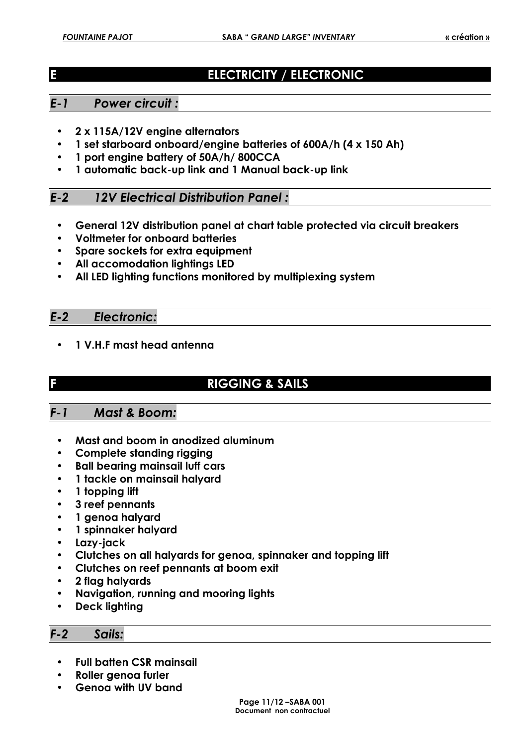## E ELECTRICITY / ELECTRONIC

### *E-1 Power circuit :*

- **2 x 115A/12V engine alternators**
- **1 set starboard onboard/engine batteries of 600A/h (4 x 150 Ah)**
- **1 port engine battery of 50A/h/ 800CCA**
- **1 automatic back-up link and 1 Manual back-up link**

### *E-2 12V Electrical Distribution Panel :*

- **General 12V distribution panel at chart table protected via circuit breakers**
- **Voltmeter for onboard batteries**
- **Spare sockets for extra equipment**
- **All accomodation lightings LED**
- **All LED lighting functions monitored by multiplexing system**

### *E-2 Electronic:*

- **1 V.H.F mast head antenna**

## F RIGGING & SAILS

### *F-1 Mast & Boom:*

- **Mast and boom in anodized aluminum**
- **Complete standing rigging**
- **Ball bearing mainsail luff cars**
- **1 tackle on mainsail halyard**
- **1 topping lift**
- **3 reef pennants**
- **1 genoa halyard**
- **1 spinnaker halyard**
- **Lazy-jack**
- **Clutches on all halyards for genoa, spinnaker and topping lift**
- **Clutches on reef pennants at boom exit**
- **2 flag halyards**
- **Navigation, running and mooring lights**
- **Deck lighting**

### *F-2 Sails:*

- **Full batten CSR mainsail**
- **Roller genoa furler**
- **Genoa with UV band**

**Document non contractuel**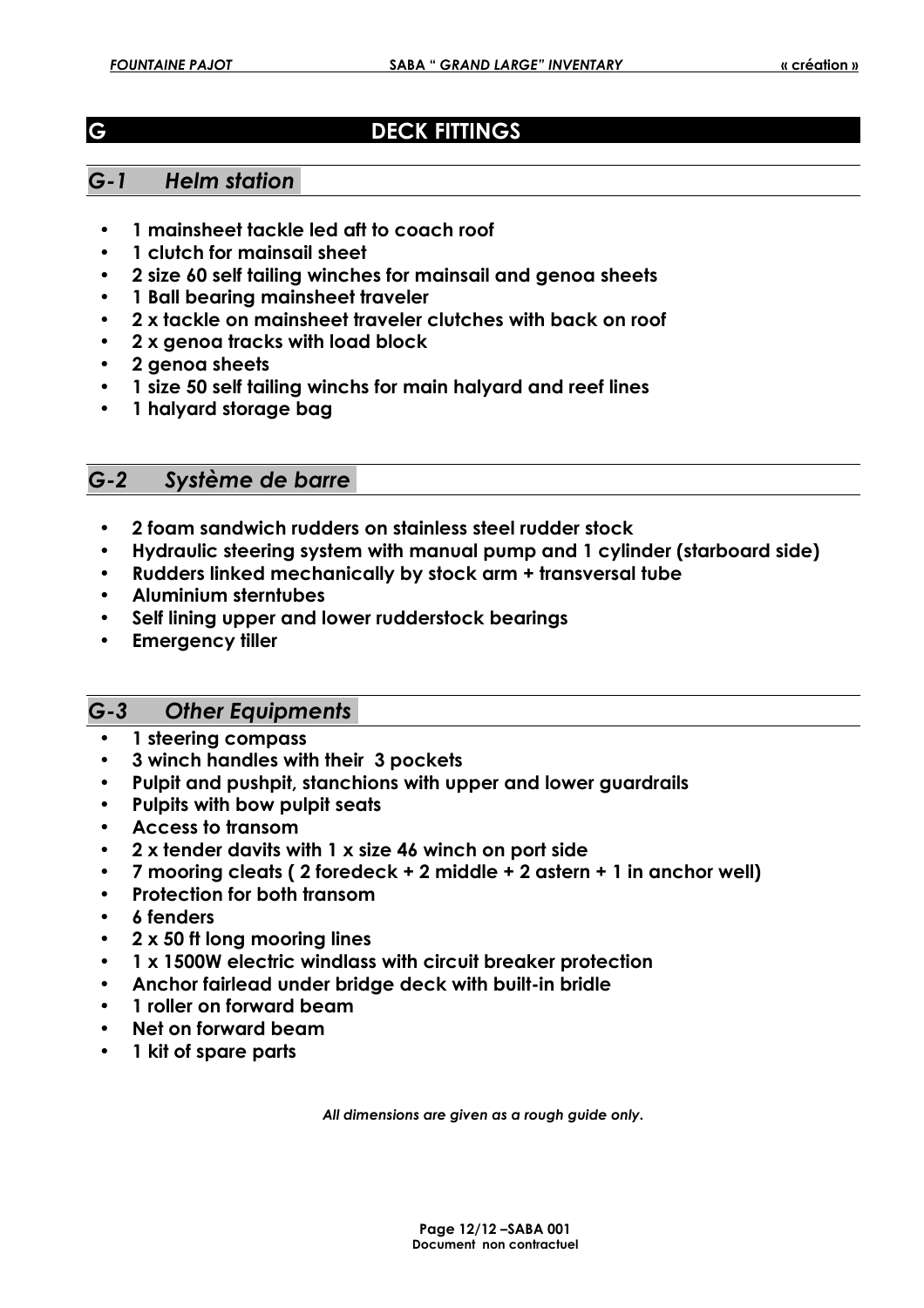# G DECK FITTINGS

## *G-1 Helm station*

- **1 mainsheet tackle led aft to coach roof**
- **1 clutch for mainsail sheet**
- **2 size 60 self tailing winches for mainsail and genoa sheets**
- **1 Ball bearing mainsheet traveler**
- **2 x tackle on mainsheet traveler clutches with back on roof**
- **2 x genoa tracks with load block**
- **2 genoa sheets**
- **1 size 50 self tailing winchs for main halyard and reef lines**
- **1 halyard storage bag**

## *G-2 Système de barre*

- **2 foam sandwich rudders on stainless steel rudder stock**
- **Hydraulic steering system with manual pump and 1 cylinder (starboard side)**
- **Rudders linked mechanically by stock arm + transversal tube**
- **Aluminium sterntubes**
- **Self lining upper and lower rudderstock bearings**
- **Emergency tiller**

## *G-3 Other Equipments*

- **1 steering compass**
- **3 winch handles with their 3 pockets**
- **Pulpit and pushpit, stanchions with upper and lower guardrails**
- **Pulpits with bow pulpit seats**
- **Access to transom**
- **2 x tender davits with 1 x size 46 winch on port side**
- **7 mooring cleats ( 2 foredeck + 2 middle + 2 astern + 1 in anchor well)**
- **Protection for both transom**
- **6 fenders**
- **2 x 50 ft long mooring lines**
- **1 x 1500W electric windlass with circuit breaker protection**
- **Anchor fairlead under bridge deck with built-in bridle**
- **1 roller on forward beam**
- **Net on forward beam**
- **1 kit of spare parts**

***All dimensions are given as a rough guide only.***

**Document non contractuel**